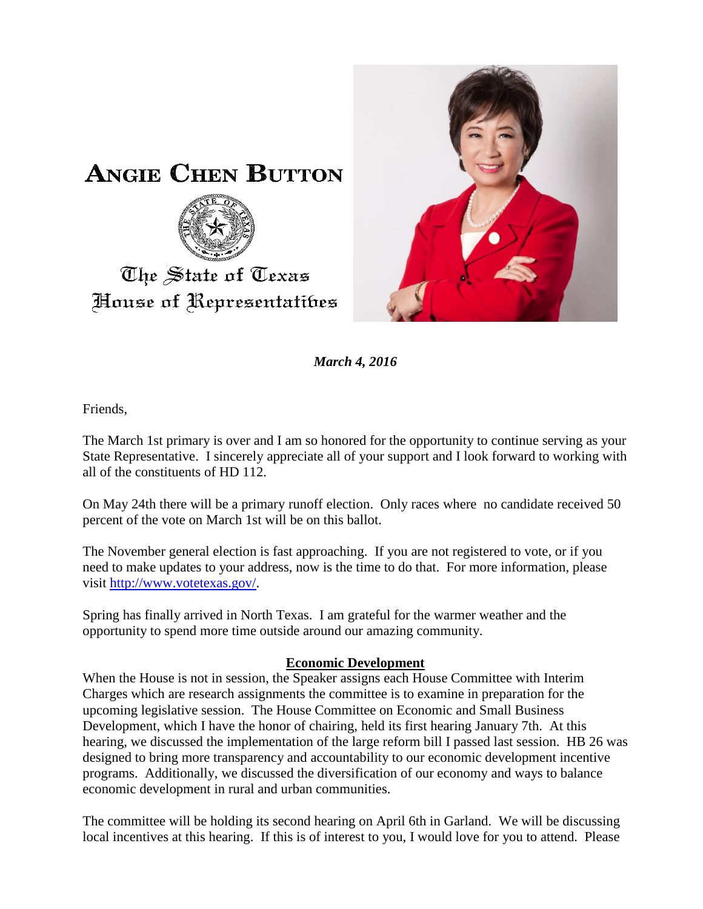# ANGIE CHEN BUTTON

The State of Texas
House of Representatives

***March 4, 2016***

Friends,

The March 1st primary is over and I am so honored for the opportunity to continue serving as your State Representative. I sincerely appreciate all of your support and I look forward to working with all of the constituents of HD 112.

On May 24th there will be a primary runoff election. Only races where no candidate received 50 percent of the vote on March 1st will be on this ballot.

The November general election is fast approaching. If you are not registered to vote, or if you need to make updates to your address, now is the time to do that. For more information, please visit http://www.votetexas.gov/.

Spring has finally arrived in North Texas. I am grateful for the warmer weather and the opportunity to spend more time outside around our amazing community.

## Economic Development

When the House is not in session, the Speaker assigns each House Committee with Interim Charges which are research assignments the committee is to examine in preparation for the upcoming legislative session. The House Committee on Economic and Small Business Development, which I have the honor of chairing, held its first hearing January 7th. At this hearing, we discussed the implementation of the large reform bill I passed last session. HB 26 was designed to bring more transparency and accountability to our economic development incentive programs. Additionally, we discussed the diversification of our economy and ways to balance economic development in rural and urban communities.

The committee will be holding its second hearing on April 6th in Garland. We will be discussing local incentives at this hearing. If this is of interest to you, I would love for you to attend. Please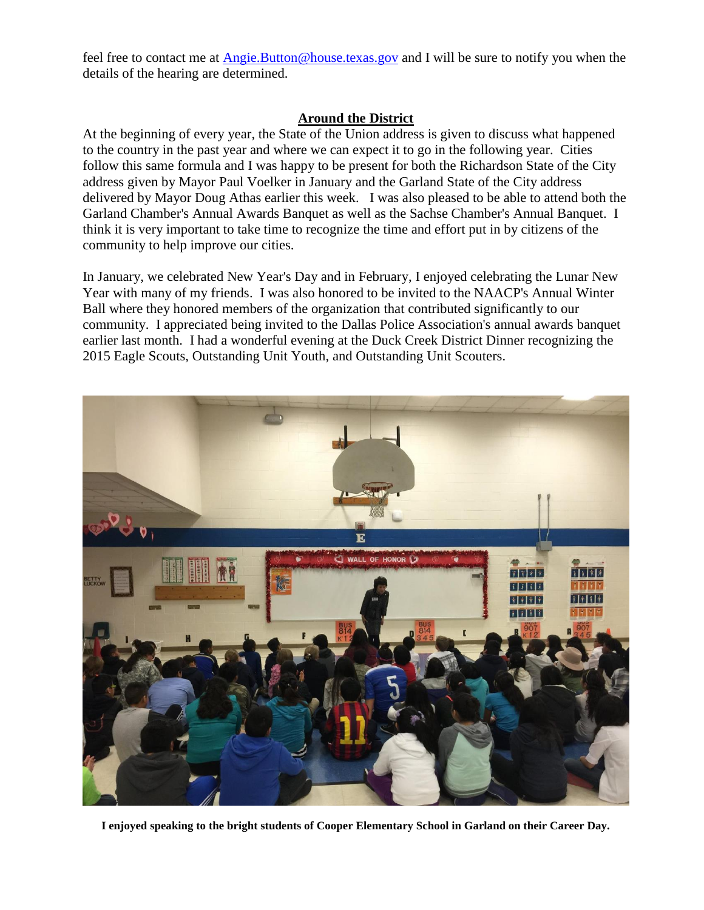feel free to contact me at [Angie.Button@house.texas.gov](mailto:Angie.Button@house.texas.gov) and I will be sure to notify you when the details of the hearing are determined.

## Around the District

At the beginning of every year, the State of the Union address is given to discuss what happened to the country in the past year and where we can expect it to go in the following year. Cities follow this same formula and I was happy to be present for both the Richardson State of the City address given by Mayor Paul Voelker in January and the Garland State of the City address delivered by Mayor Doug Athas earlier this week. I was also pleased to be able to attend both the Garland Chamber's Annual Awards Banquet as well as the Sachse Chamber's Annual Banquet. I think it is very important to take time to recognize the time and effort put in by citizens of the community to help improve our cities.

In January, we celebrated New Year's Day and in February, I enjoyed celebrating the Lunar New Year with many of my friends. I was also honored to be invited to the NAACP's Annual Winter Ball where they honored members of the organization that contributed significantly to our community. I appreciated being invited to the Dallas Police Association's annual awards banquet earlier last month. I had a wonderful evening at the Duck Creek District Dinner recognizing the 2015 Eagle Scouts, Outstanding Unit Youth, and Outstanding Unit Scouters.

**I enjoyed speaking to the bright students of Cooper Elementary School in Garland on their Career Day.**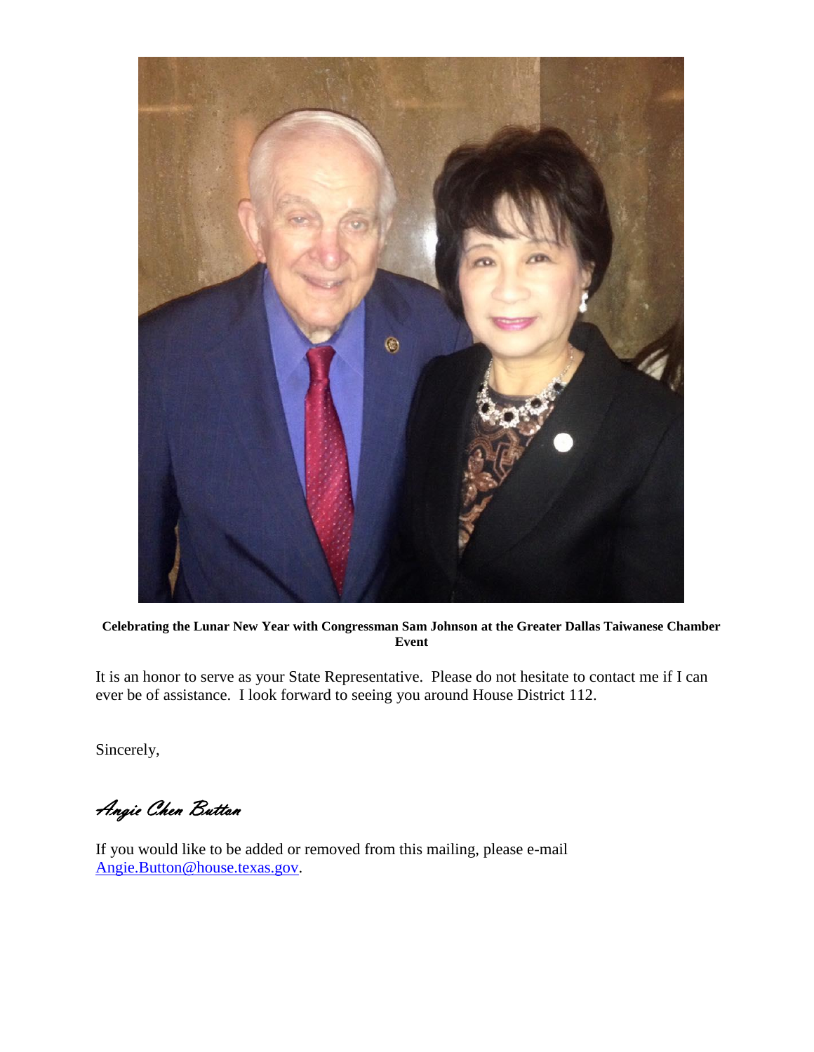**Celebrating the Lunar New Year with Congressman Sam Johnson at the Greater Dallas Taiwanese Chamber Event**

It is an honor to serve as your State Representative. Please do not hesitate to contact me if I can ever be of assistance. I look forward to seeing you around House District 112.

Sincerely,

*Angie Chen Button*

If you would like to be added or removed from this mailing, please e-mail [Angie.Button@house.texas.gov](mailto:Angie.Button@house.texas.gov).